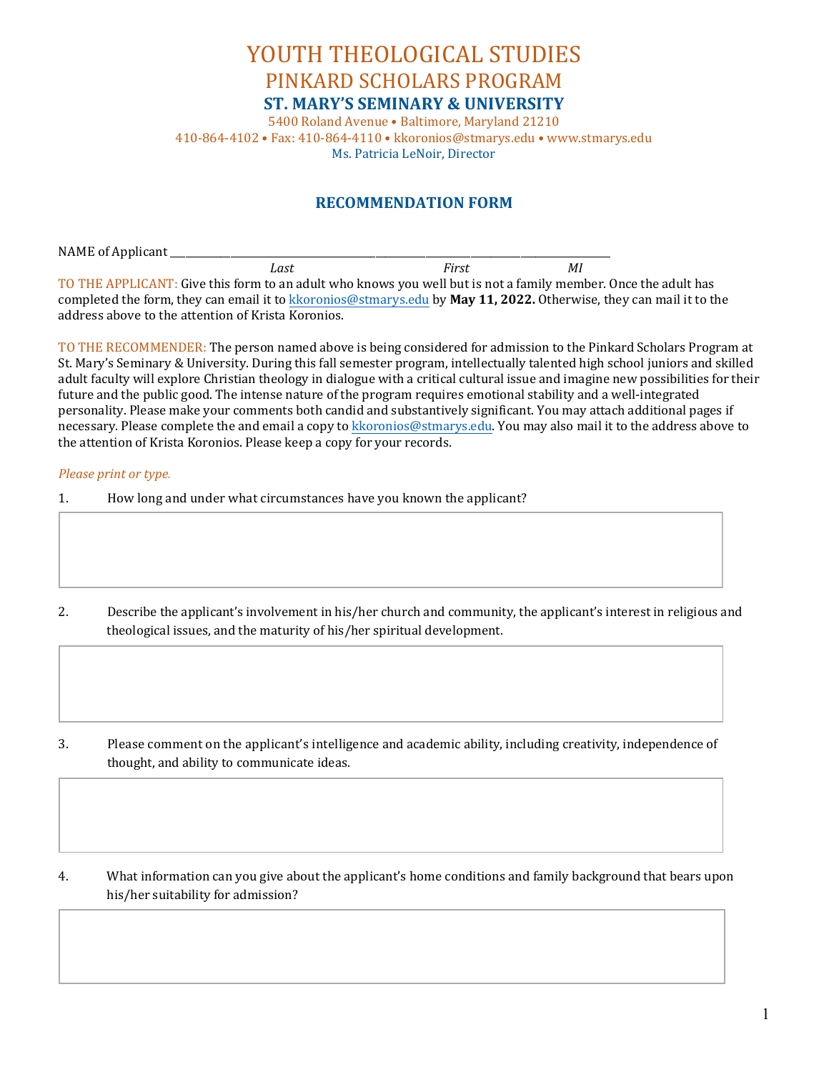# YOUTH THEOLOGICAL STUDIES

## PINKARD SCHOLARS PROGRAM

### ST. MARY'S SEMINARY & UNIVERSITY

5400 Roland Avenue • Baltimore, Maryland 21210

410-864-4102 • Fax: 410-864-4110 • kkoronios@stmarys.edu • www.stmarys.edu

Ms. Patricia LeNoir, Director

## RECOMMENDATION FORM

NAME of Applicant ______________________________________________________________

*Last* *First* *MI*

TO THE APPLICANT: Give this form to an adult who knows you well but is not a family member. Once the adult has completed the form, they can email it to kkoronios@stmarys.edu by **May 11, 2022.** Otherwise, they can mail it to the address above to the attention of Krista Koronios.

TO THE RECOMMENDER: The person named above is being considered for admission to the Pinkard Scholars Program at St. Mary's Seminary & University. During this fall semester program, intellectually talented high school juniors and skilled adult faculty will explore Christian theology in dialogue with a critical cultural issue and imagine new possibilities for their future and the public good. The intense nature of the program requires emotional stability and a well-integrated personality. Please make your comments both candid and substantively significant. You may attach additional pages if necessary. Please complete the and email a copy to kkoronios@stmarys.edu. You may also mail it to the address above to the attention of Krista Koronios. Please keep a copy for your records.

*Please print or type.*

1. How long and under what circumstances have you known the applicant?

2. Describe the applicant's involvement in his/her church and community, the applicant's interest in religious and theological issues, and the maturity of his/her spiritual development.

3. Please comment on the applicant's intelligence and academic ability, including creativity, independence of thought, and ability to communicate ideas.

4. What information can you give about the applicant's home conditions and family background that bears upon his/her suitability for admission?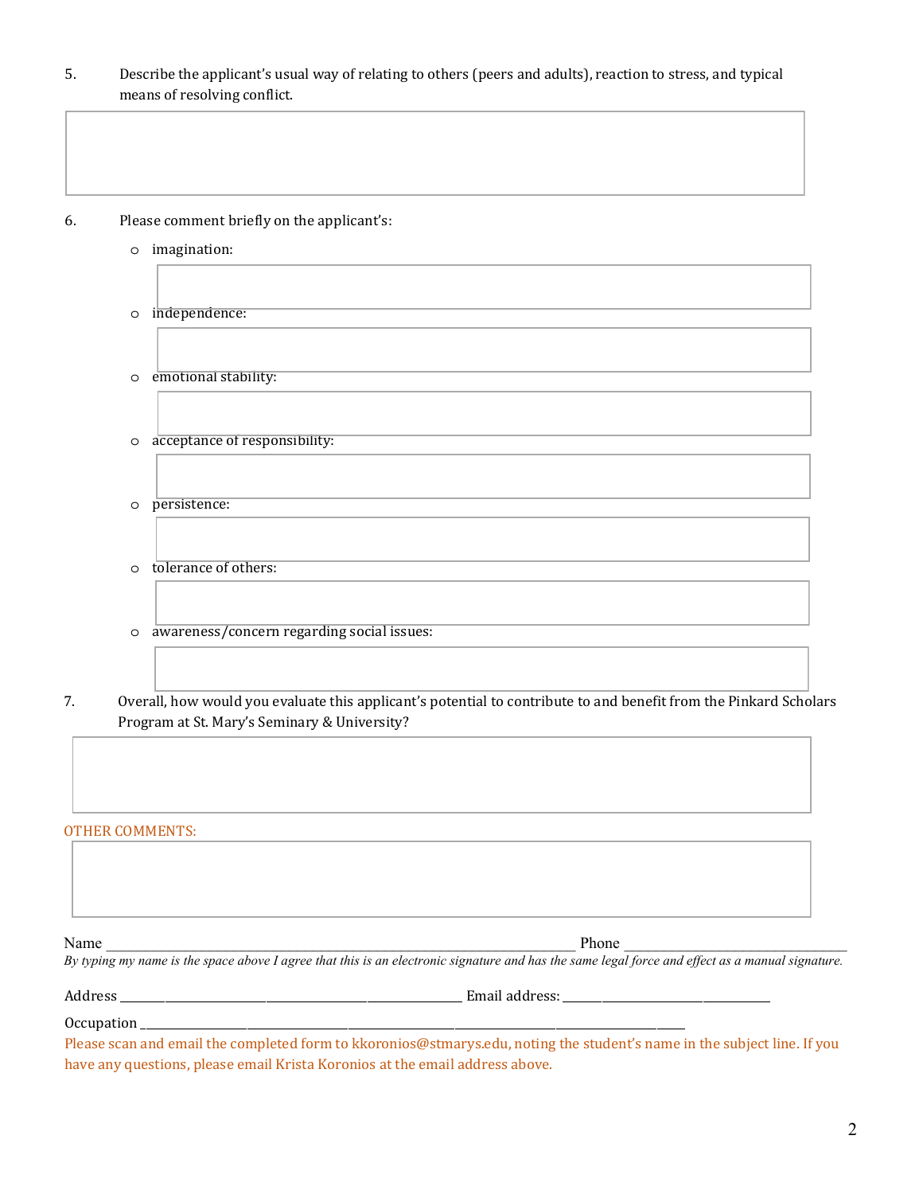5. Describe the applicant's usual way of relating to others (peers and adults), reaction to stress, and typical means of resolving conflict.

6. Please comment briefly on the applicant's:

   - imagination:
   - independence:
   - emotional stability:
   - acceptance of responsibility:
   - persistence:
   - tolerance of others:
   - awareness/concern regarding social issues:

7. Overall, how would you evaluate this applicant's potential to contribute to and benefit from the Pinkard Scholars Program at St. Mary's Seminary & University?

OTHER COMMENTS:

Name ______________________________________________ Phone ____________________

*By typing my name is the space above I agree that this is an electronic signature and has the same legal force and effect as a manual signature.*

Address ______________________________________ Email address: ______________________

Occupation ______________________________________________________

Please scan and email the completed form to kkoronios@stmarys.edu, noting the student's name in the subject line. If you have any questions, please email Krista Koronios at the email address above.